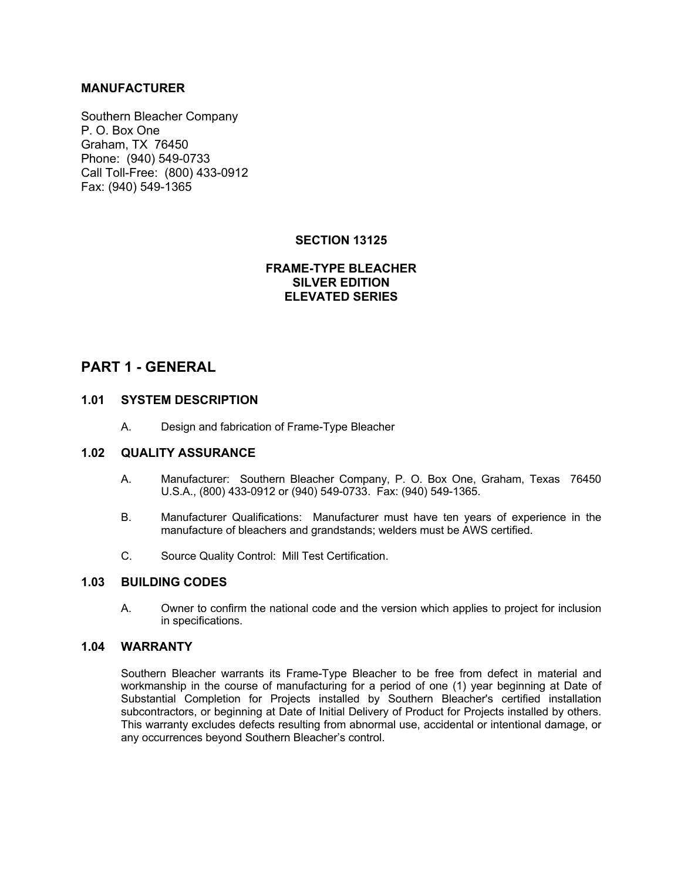**MANUFACTURER**

Southern Bleacher Company
P. O. Box One
Graham, TX 76450
Phone: (940) 549-0733
Call Toll-Free: (800) 433-0912
Fax: (940) 549-1365

**SECTION 13125**

**FRAME-TYPE BLEACHER**
**SILVER EDITION**
**ELEVATED SERIES**

# PART 1 - GENERAL

## 1.01 SYSTEM DESCRIPTION

A. Design and fabrication of Frame-Type Bleacher

## 1.02 QUALITY ASSURANCE

A. Manufacturer: Southern Bleacher Company, P. O. Box One, Graham, Texas 76450 U.S.A., (800) 433-0912 or (940) 549-0733. Fax: (940) 549-1365.

B. Manufacturer Qualifications: Manufacturer must have ten years of experience in the manufacture of bleachers and grandstands; welders must be AWS certified.

C. Source Quality Control: Mill Test Certification.

## 1.03 BUILDING CODES

A. Owner to confirm the national code and the version which applies to project for inclusion in specifications.

## 1.04 WARRANTY

Southern Bleacher warrants its Frame-Type Bleacher to be free from defect in material and workmanship in the course of manufacturing for a period of one (1) year beginning at Date of Substantial Completion for Projects installed by Southern Bleacher's certified installation subcontractors, or beginning at Date of Initial Delivery of Product for Projects installed by others. This warranty excludes defects resulting from abnormal use, accidental or intentional damage, or any occurrences beyond Southern Bleacher's control.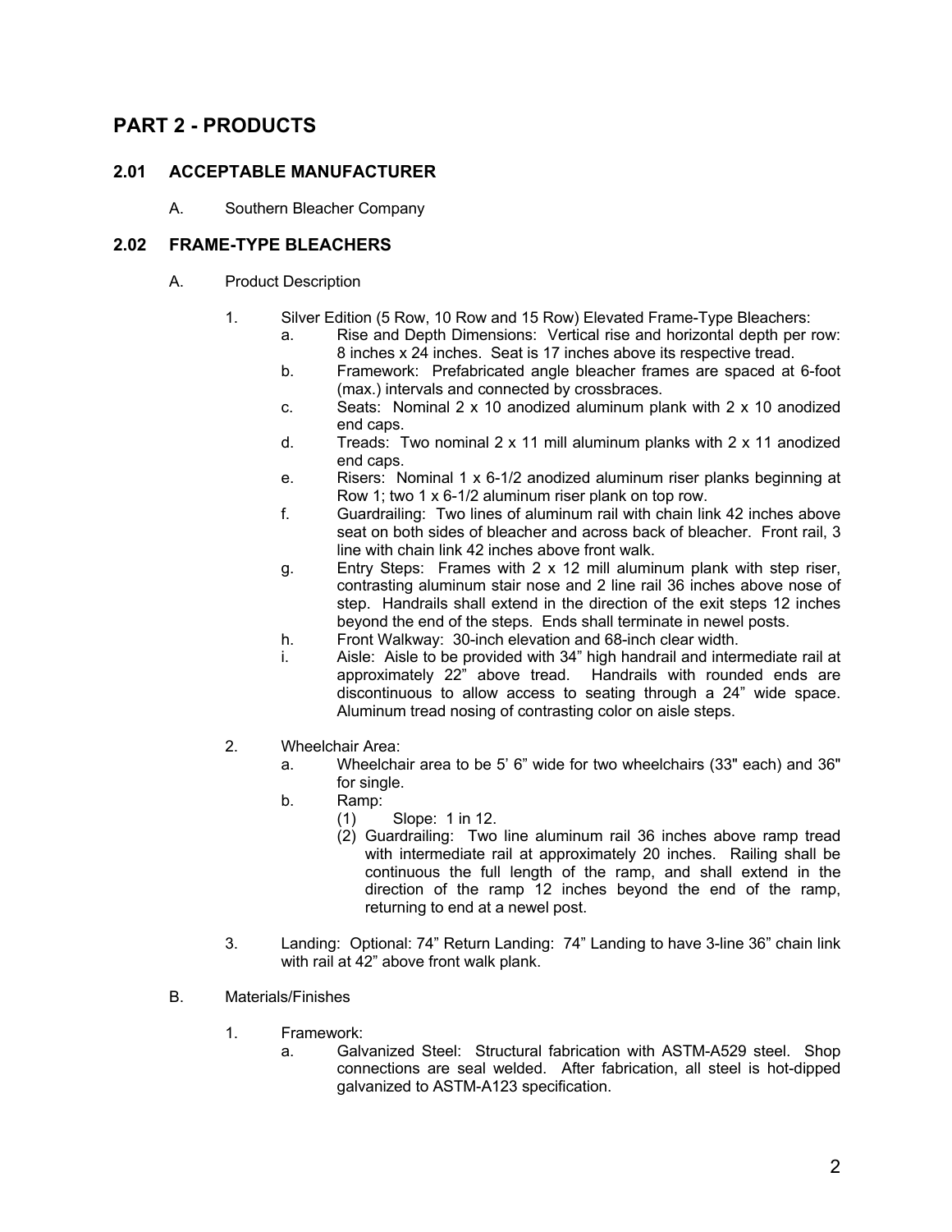# PART 2 - PRODUCTS

## 2.01 ACCEPTABLE MANUFACTURER

A. Southern Bleacher Company

## 2.02 FRAME-TYPE BLEACHERS

A. Product Description

1. Silver Edition (5 Row, 10 Row and 15 Row) Elevated Frame-Type Bleachers:
   a. Rise and Depth Dimensions: Vertical rise and horizontal depth per row: 8 inches x 24 inches. Seat is 17 inches above its respective tread.
   b. Framework: Prefabricated angle bleacher frames are spaced at 6-foot (max.) intervals and connected by crossbraces.
   c. Seats: Nominal 2 x 10 anodized aluminum plank with 2 x 10 anodized end caps.
   d. Treads: Two nominal 2 x 11 mill aluminum planks with 2 x 11 anodized end caps.
   e. Risers: Nominal 1 x 6-1/2 anodized aluminum riser planks beginning at Row 1; two 1 x 6-1/2 aluminum riser plank on top row.
   f. Guardrailing: Two lines of aluminum rail with chain link 42 inches above seat on both sides of bleacher and across back of bleacher. Front rail, 3 line with chain link 42 inches above front walk.
   g. Entry Steps: Frames with 2 x 12 mill aluminum plank with step riser, contrasting aluminum stair nose and 2 line rail 36 inches above nose of step. Handrails shall extend in the direction of the exit steps 12 inches beyond the end of the steps. Ends shall terminate in newel posts.
   h. Front Walkway: 30-inch elevation and 68-inch clear width.
   i. Aisle: Aisle to be provided with 34" high handrail and intermediate rail at approximately 22" above tread. Handrails with rounded ends are discontinuous to allow access to seating through a 24" wide space. Aluminum tread nosing of contrasting color on aisle steps.

2. Wheelchair Area:
   a. Wheelchair area to be 5' 6" wide for two wheelchairs (33" each) and 36" for single.
   b. Ramp:
      (1) Slope: 1 in 12.
      (2) Guardrailing: Two line aluminum rail 36 inches above ramp tread with intermediate rail at approximately 20 inches. Railing shall be continuous the full length of the ramp, and shall extend in the direction of the ramp 12 inches beyond the end of the ramp, returning to end at a newel post.

3. Landing: Optional: 74" Return Landing: 74" Landing to have 3-line 36" chain link with rail at 42" above front walk plank.

B. Materials/Finishes

1. Framework:
   a. Galvanized Steel: Structural fabrication with ASTM-A529 steel. Shop connections are seal welded. After fabrication, all steel is hot-dipped galvanized to ASTM-A123 specification.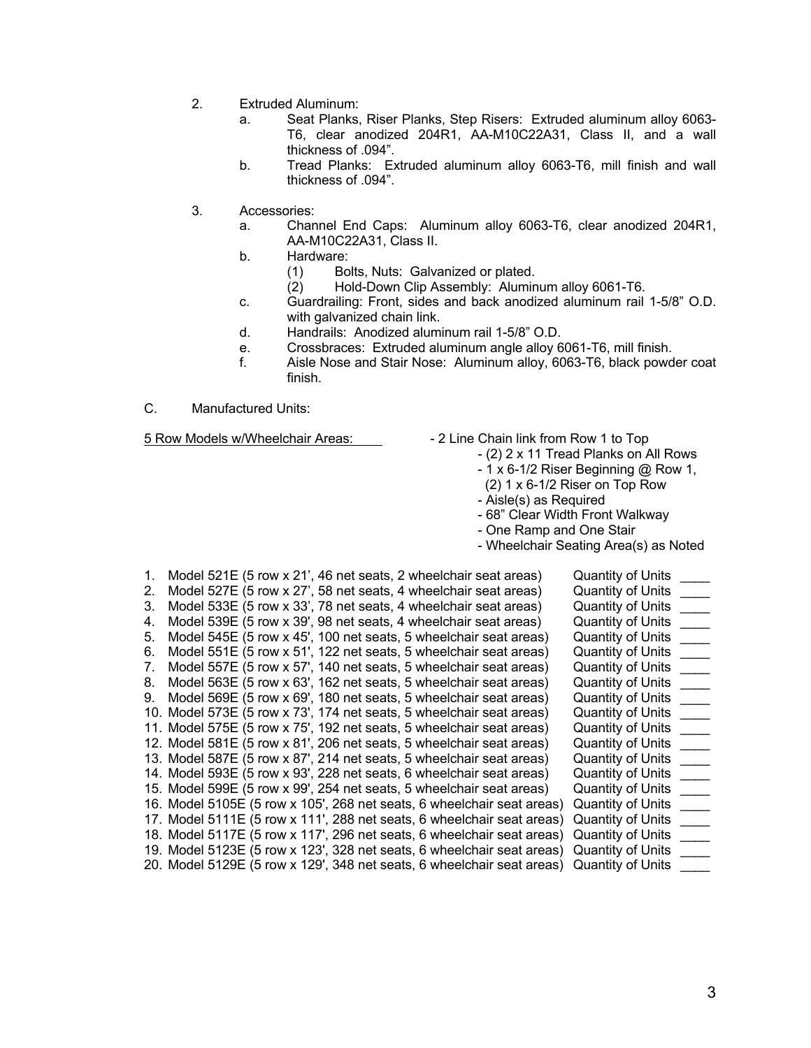2. Extruded Aluminum:
   a. Seat Planks, Riser Planks, Step Risers: Extruded aluminum alloy 6063-T6, clear anodized 204R1, AA-M10C22A31, Class II, and a wall thickness of .094".
   b. Tread Planks: Extruded aluminum alloy 6063-T6, mill finish and wall thickness of .094".

3. Accessories:
   a. Channel End Caps: Aluminum alloy 6063-T6, clear anodized 204R1, AA-M10C22A31, Class II.
   b. Hardware:
      (1) Bolts, Nuts: Galvanized or plated.
      (2) Hold-Down Clip Assembly: Aluminum alloy 6061-T6.
   c. Guardrailing: Front, sides and back anodized aluminum rail 1-5/8" O.D. with galvanized chain link.
   d. Handrails: Anodized aluminum rail 1-5/8" O.D.
   e. Crossbraces: Extruded aluminum angle alloy 6061-T6, mill finish.
   f. Aisle Nose and Stair Nose: Aluminum alloy, 6063-T6, black powder coat finish.

C. Manufactured Units:

<u>5 Row Models w/Wheelchair Areas:</u>

- 2 Line Chain link from Row 1 to Top
- (2) 2 x 11 Tread Planks on All Rows
- 1 x 6-1/2 Riser Beginning @ Row 1, (2) 1 x 6-1/2 Riser on Top Row
- Aisle(s) as Required
- 68" Clear Width Front Walkway
- One Ramp and One Stair
- Wheelchair Seating Area(s) as Noted

1. Model 521E (5 row x 21', 46 net seats, 2 wheelchair seat areas) Quantity of Units ____
2. Model 527E (5 row x 27', 58 net seats, 4 wheelchair seat areas) Quantity of Units ____
3. Model 533E (5 row x 33', 78 net seats, 4 wheelchair seat areas) Quantity of Units ____
4. Model 539E (5 row x 39', 98 net seats, 4 wheelchair seat areas) Quantity of Units ____
5. Model 545E (5 row x 45', 100 net seats, 5 wheelchair seat areas) Quantity of Units ____
6. Model 551E (5 row x 51', 122 net seats, 5 wheelchair seat areas) Quantity of Units ____
7. Model 557E (5 row x 57', 140 net seats, 5 wheelchair seat areas) Quantity of Units ____
8. Model 563E (5 row x 63', 162 net seats, 5 wheelchair seat areas) Quantity of Units ____
9. Model 569E (5 row x 69', 180 net seats, 5 wheelchair seat areas) Quantity of Units ____
10. Model 573E (5 row x 73', 174 net seats, 5 wheelchair seat areas) Quantity of Units ____
11. Model 575E (5 row x 75', 192 net seats, 5 wheelchair seat areas) Quantity of Units ____
12. Model 581E (5 row x 81', 206 net seats, 5 wheelchair seat areas) Quantity of Units ____
13. Model 587E (5 row x 87', 214 net seats, 5 wheelchair seat areas) Quantity of Units ____
14. Model 593E (5 row x 93', 228 net seats, 6 wheelchair seat areas) Quantity of Units ____
15. Model 599E (5 row x 99', 254 net seats, 5 wheelchair seat areas) Quantity of Units ____
16. Model 5105E (5 row x 105', 268 net seats, 6 wheelchair seat areas) Quantity of Units ____
17. Model 5111E (5 row x 111', 288 net seats, 6 wheelchair seat areas) Quantity of Units ____
18. Model 5117E (5 row x 117', 296 net seats, 6 wheelchair seat areas) Quantity of Units ____
19. Model 5123E (5 row x 123', 328 net seats, 6 wheelchair seat areas) Quantity of Units ____
20. Model 5129E (5 row x 129', 348 net seats, 6 wheelchair seat areas) Quantity of Units ____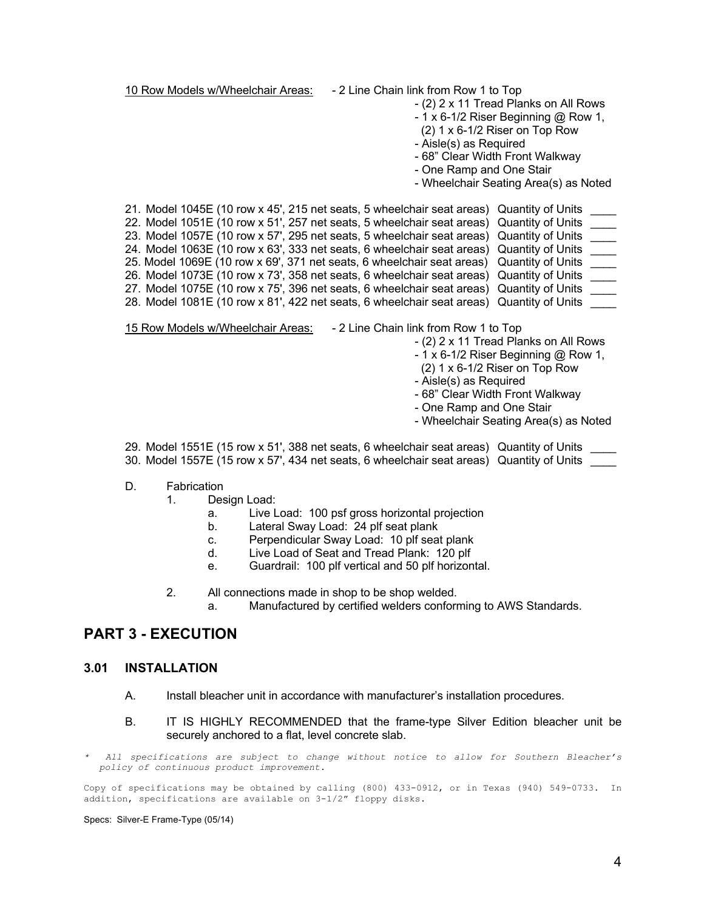10 Row Models w/Wheelchair Areas:
- 2 Line Chain link from Row 1 to Top
- (2) 2 x 11 Tread Planks on All Rows
- 1 x 6-1/2 Riser Beginning @ Row 1, (2) 1 x 6-1/2 Riser on Top Row
- Aisle(s) as Required
- 68" Clear Width Front Walkway
- One Ramp and One Stair
- Wheelchair Seating Area(s) as Noted

21. Model 1045E (10 row x 45', 215 net seats, 5 wheelchair seat areas) Quantity of Units ____
22. Model 1051E (10 row x 51', 257 net seats, 5 wheelchair seat areas) Quantity of Units ____
23. Model 1057E (10 row x 57', 295 net seats, 5 wheelchair seat areas) Quantity of Units ____
24. Model 1063E (10 row x 63', 333 net seats, 6 wheelchair seat areas) Quantity of Units ____
25. Model 1069E (10 row x 69', 371 net seats, 6 wheelchair seat areas) Quantity of Units ____
26. Model 1073E (10 row x 73', 358 net seats, 6 wheelchair seat areas) Quantity of Units ____
27. Model 1075E (10 row x 75', 396 net seats, 6 wheelchair seat areas) Quantity of Units ____
28. Model 1081E (10 row x 81', 422 net seats, 6 wheelchair seat areas) Quantity of Units ____

15 Row Models w/Wheelchair Areas:
- 2 Line Chain link from Row 1 to Top
- (2) 2 x 11 Tread Planks on All Rows
- 1 x 6-1/2 Riser Beginning @ Row 1, (2) 1 x 6-1/2 Riser on Top Row
- Aisle(s) as Required
- 68" Clear Width Front Walkway
- One Ramp and One Stair
- Wheelchair Seating Area(s) as Noted

29. Model 1551E (15 row x 51', 388 net seats, 6 wheelchair seat areas) Quantity of Units ____
30. Model 1557E (15 row x 57', 434 net seats, 6 wheelchair seat areas) Quantity of Units ____

D. Fabrication
  1. Design Load:
    a. Live Load: 100 psf gross horizontal projection
    b. Lateral Sway Load: 24 plf seat plank
    c. Perpendicular Sway Load: 10 plf seat plank
    d. Live Load of Seat and Tread Plank: 120 plf
    e. Guardrail: 100 plf vertical and 50 plf horizontal.
  2. All connections made in shop to be shop welded.
    a. Manufactured by certified welders conforming to AWS Standards.

## PART 3 - EXECUTION

### 3.01 INSTALLATION

A. Install bleacher unit in accordance with manufacturer's installation procedures.

B. IT IS HIGHLY RECOMMENDED that the frame-type Silver Edition bleacher unit be securely anchored to a flat, level concrete slab.

* *All specifications are subject to change without notice to allow for Southern Bleacher's policy of continuous product improvement.*

Copy of specifications may be obtained by calling (800) 433-0912, or in Texas (940) 549-0733. In addition, specifications are available on 3-1/2" floppy disks.

Specs: Silver-E Frame-Type (05/14)